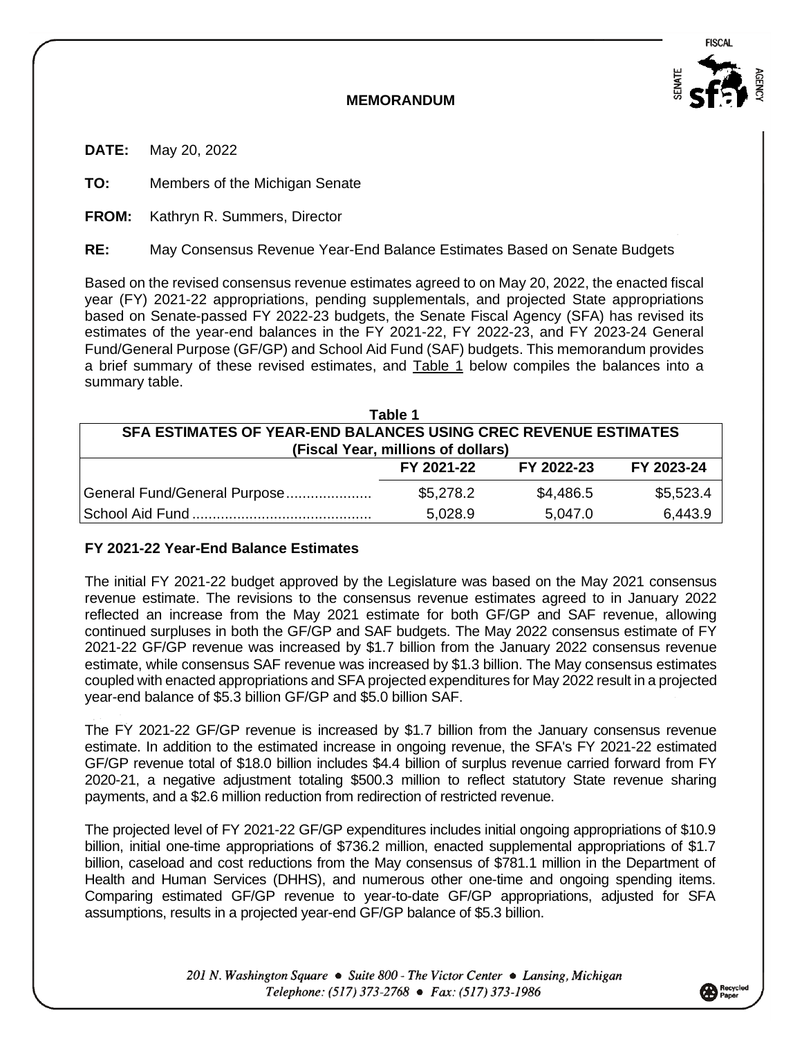# MEMORANDUM

**DATE:** May 20, 2022

**TO:** Members of the Michigan Senate

**FROM:** Kathryn R. Summers, Director

**RE:** May Consensus Revenue Year-End Balance Estimates Based on Senate Budgets

Based on the revised consensus revenue estimates agreed to on May 20, 2022, the enacted fiscal year (FY) 2021-22 appropriations, pending supplementals, and projected State appropriations based on Senate-passed FY 2022-23 budgets, the Senate Fiscal Agency (SFA) has revised its estimates of the year-end balances in the FY 2021-22, FY 2022-23, and FY 2023-24 General Fund/General Purpose (GF/GP) and School Aid Fund (SAF) budgets. This memorandum provides a brief summary of these revised estimates, and Table 1 below compiles the balances into a summary table.

**Table 1**

**SFA ESTIMATES OF YEAR-END BALANCES USING CREC REVENUE ESTIMATES (Fiscal Year, millions of dollars)**

| | FY 2021-22 | FY 2022-23 | FY 2023-24 |
|---|---|---|---|
| General Fund/General Purpose | $5,278.2 | $4,486.5 | $5,523.4 |
| School Aid Fund | 5,028.9 | 5,047.0 | 6,443.9 |

### FY 2021-22 Year-End Balance Estimates

The initial FY 2021-22 budget approved by the Legislature was based on the May 2021 consensus revenue estimate. The revisions to the consensus revenue estimates agreed to in January 2022 reflected an increase from the May 2021 estimate for both GF/GP and SAF revenue, allowing continued surpluses in both the GF/GP and SAF budgets. The May 2022 consensus estimate of FY 2021-22 GF/GP revenue was increased by $1.7 billion from the January 2022 consensus revenue estimate, while consensus SAF revenue was increased by $1.3 billion. The May consensus estimates coupled with enacted appropriations and SFA projected expenditures for May 2022 result in a projected year-end balance of $5.3 billion GF/GP and $5.0 billion SAF.

The FY 2021-22 GF/GP revenue is increased by $1.7 billion from the January consensus revenue estimate. In addition to the estimated increase in ongoing revenue, the SFA's FY 2021-22 estimated GF/GP revenue total of $18.0 billion includes $4.4 billion of surplus revenue carried forward from FY 2020-21, a negative adjustment totaling $500.3 million to reflect statutory State revenue sharing payments, and a $2.6 million reduction from redirection of restricted revenue.

The projected level of FY 2021-22 GF/GP expenditures includes initial ongoing appropriations of $10.9 billion, initial one-time appropriations of $736.2 million, enacted supplemental appropriations of $1.7 billion, caseload and cost reductions from the May consensus of $781.1 million in the Department of Health and Human Services (DHHS), and numerous other one-time and ongoing spending items. Comparing estimated GF/GP revenue to year-to-date GF/GP appropriations, adjusted for SFA assumptions, results in a projected year-end GF/GP balance of $5.3 billion.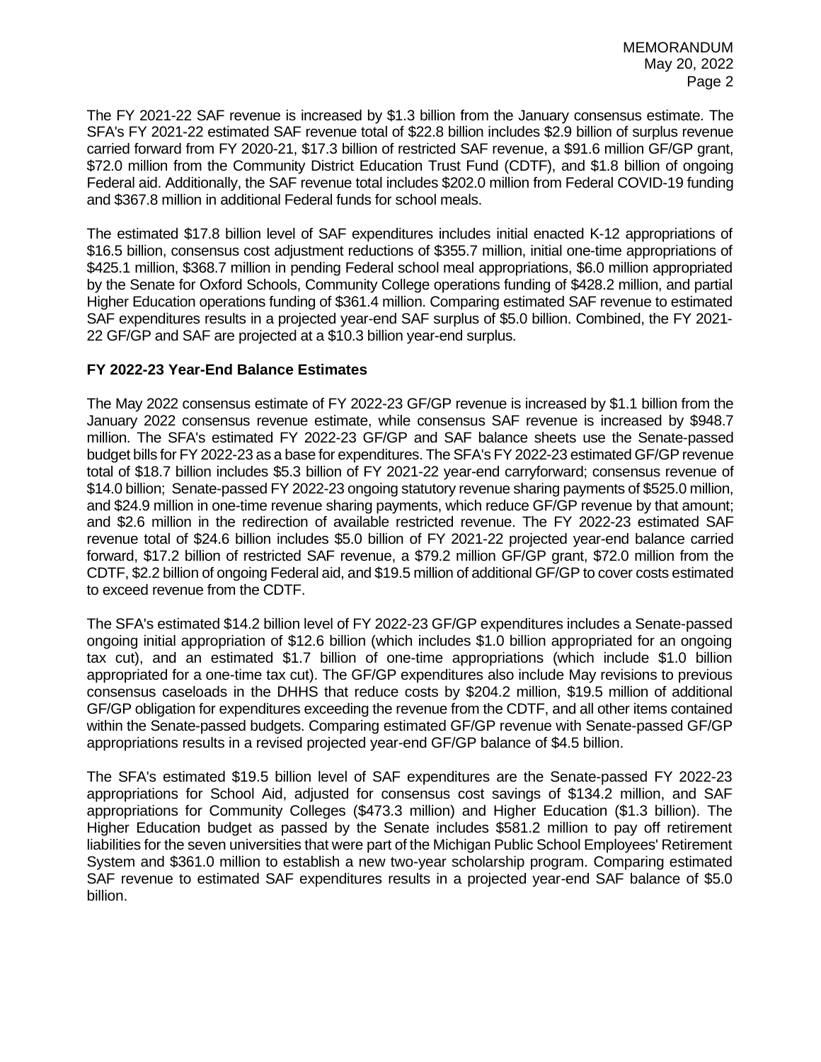The FY 2021-22 SAF revenue is increased by $1.3 billion from the January consensus estimate. The SFA's FY 2021-22 estimated SAF revenue total of $22.8 billion includes $2.9 billion of surplus revenue carried forward from FY 2020-21, $17.3 billion of restricted SAF revenue, a $91.6 million GF/GP grant, $72.0 million from the Community District Education Trust Fund (CDTF), and $1.8 billion of ongoing Federal aid. Additionally, the SAF revenue total includes $202.0 million from Federal COVID-19 funding and $367.8 million in additional Federal funds for school meals.

The estimated $17.8 billion level of SAF expenditures includes initial enacted K-12 appropriations of $16.5 billion, consensus cost adjustment reductions of $355.7 million, initial one-time appropriations of $425.1 million, $368.7 million in pending Federal school meal appropriations, $6.0 million appropriated by the Senate for Oxford Schools, Community College operations funding of $428.2 million, and partial Higher Education operations funding of $361.4 million. Comparing estimated SAF revenue to estimated SAF expenditures results in a projected year-end SAF surplus of $5.0 billion. Combined, the FY 2021-22 GF/GP and SAF are projected at a $10.3 billion year-end surplus.

## FY 2022-23 Year-End Balance Estimates

The May 2022 consensus estimate of FY 2022-23 GF/GP revenue is increased by $1.1 billion from the January 2022 consensus revenue estimate, while consensus SAF revenue is increased by $948.7 million. The SFA's estimated FY 2022-23 GF/GP and SAF balance sheets use the Senate-passed budget bills for FY 2022-23 as a base for expenditures. The SFA's FY 2022-23 estimated GF/GP revenue total of $18.7 billion includes $5.3 billion of FY 2021-22 year-end carryforward; consensus revenue of $14.0 billion; Senate-passed FY 2022-23 ongoing statutory revenue sharing payments of $525.0 million, and $24.9 million in one-time revenue sharing payments, which reduce GF/GP revenue by that amount; and $2.6 million in the redirection of available restricted revenue. The FY 2022-23 estimated SAF revenue total of $24.6 billion includes $5.0 billion of FY 2021-22 projected year-end balance carried forward, $17.2 billion of restricted SAF revenue, a $79.2 million GF/GP grant, $72.0 million from the CDTF, $2.2 billion of ongoing Federal aid, and $19.5 million of additional GF/GP to cover costs estimated to exceed revenue from the CDTF.

The SFA's estimated $14.2 billion level of FY 2022-23 GF/GP expenditures includes a Senate-passed ongoing initial appropriation of $12.6 billion (which includes $1.0 billion appropriated for an ongoing tax cut), and an estimated $1.7 billion of one-time appropriations (which include $1.0 billion appropriated for a one-time tax cut). The GF/GP expenditures also include May revisions to previous consensus caseloads in the DHHS that reduce costs by $204.2 million, $19.5 million of additional GF/GP obligation for expenditures exceeding the revenue from the CDTF, and all other items contained within the Senate-passed budgets. Comparing estimated GF/GP revenue with Senate-passed GF/GP appropriations results in a revised projected year-end GF/GP balance of $4.5 billion.

The SFA's estimated $19.5 billion level of SAF expenditures are the Senate-passed FY 2022-23 appropriations for School Aid, adjusted for consensus cost savings of $134.2 million, and SAF appropriations for Community Colleges ($473.3 million) and Higher Education ($1.3 billion). The Higher Education budget as passed by the Senate includes $581.2 million to pay off retirement liabilities for the seven universities that were part of the Michigan Public School Employees' Retirement System and $361.0 million to establish a new two-year scholarship program. Comparing estimated SAF revenue to estimated SAF expenditures results in a projected year-end SAF balance of $5.0 billion.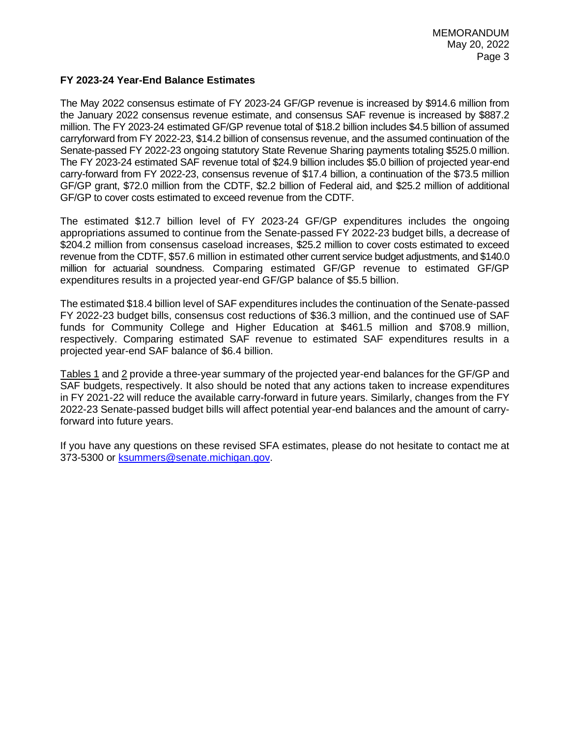**FY 2023-24 Year-End Balance Estimates**

The May 2022 consensus estimate of FY 2023-24 GF/GP revenue is increased by $914.6 million from the January 2022 consensus revenue estimate, and consensus SAF revenue is increased by $887.2 million. The FY 2023-24 estimated GF/GP revenue total of $18.2 billion includes $4.5 billion of assumed carryforward from FY 2022-23, $14.2 billion of consensus revenue, and the assumed continuation of the Senate-passed FY 2022-23 ongoing statutory State Revenue Sharing payments totaling $525.0 million. The FY 2023-24 estimated SAF revenue total of $24.9 billion includes $5.0 billion of projected year-end carry-forward from FY 2022-23, consensus revenue of $17.4 billion, a continuation of the $73.5 million GF/GP grant, $72.0 million from the CDTF, $2.2 billion of Federal aid, and $25.2 million of additional GF/GP to cover costs estimated to exceed revenue from the CDTF.

The estimated $12.7 billion level of FY 2023-24 GF/GP expenditures includes the ongoing appropriations assumed to continue from the Senate-passed FY 2022-23 budget bills, a decrease of $204.2 million from consensus caseload increases, $25.2 million to cover costs estimated to exceed revenue from the CDTF, $57.6 million in estimated other current service budget adjustments, and $140.0 million for actuarial soundness. Comparing estimated GF/GP revenue to estimated GF/GP expenditures results in a projected year-end GF/GP balance of $5.5 billion.

The estimated $18.4 billion level of SAF expenditures includes the continuation of the Senate-passed FY 2022-23 budget bills, consensus cost reductions of $36.3 million, and the continued use of SAF funds for Community College and Higher Education at $461.5 million and $708.9 million, respectively. Comparing estimated SAF revenue to estimated SAF expenditures results in a projected year-end SAF balance of $6.4 billion.

Tables 1 and 2 provide a three-year summary of the projected year-end balances for the GF/GP and SAF budgets, respectively. It also should be noted that any actions taken to increase expenditures in FY 2021-22 will reduce the available carry-forward in future years. Similarly, changes from the FY 2022-23 Senate-passed budget bills will affect potential year-end balances and the amount of carry-forward into future years.

If you have any questions on these revised SFA estimates, please do not hesitate to contact me at 373-5300 or ksummers@senate.michigan.gov.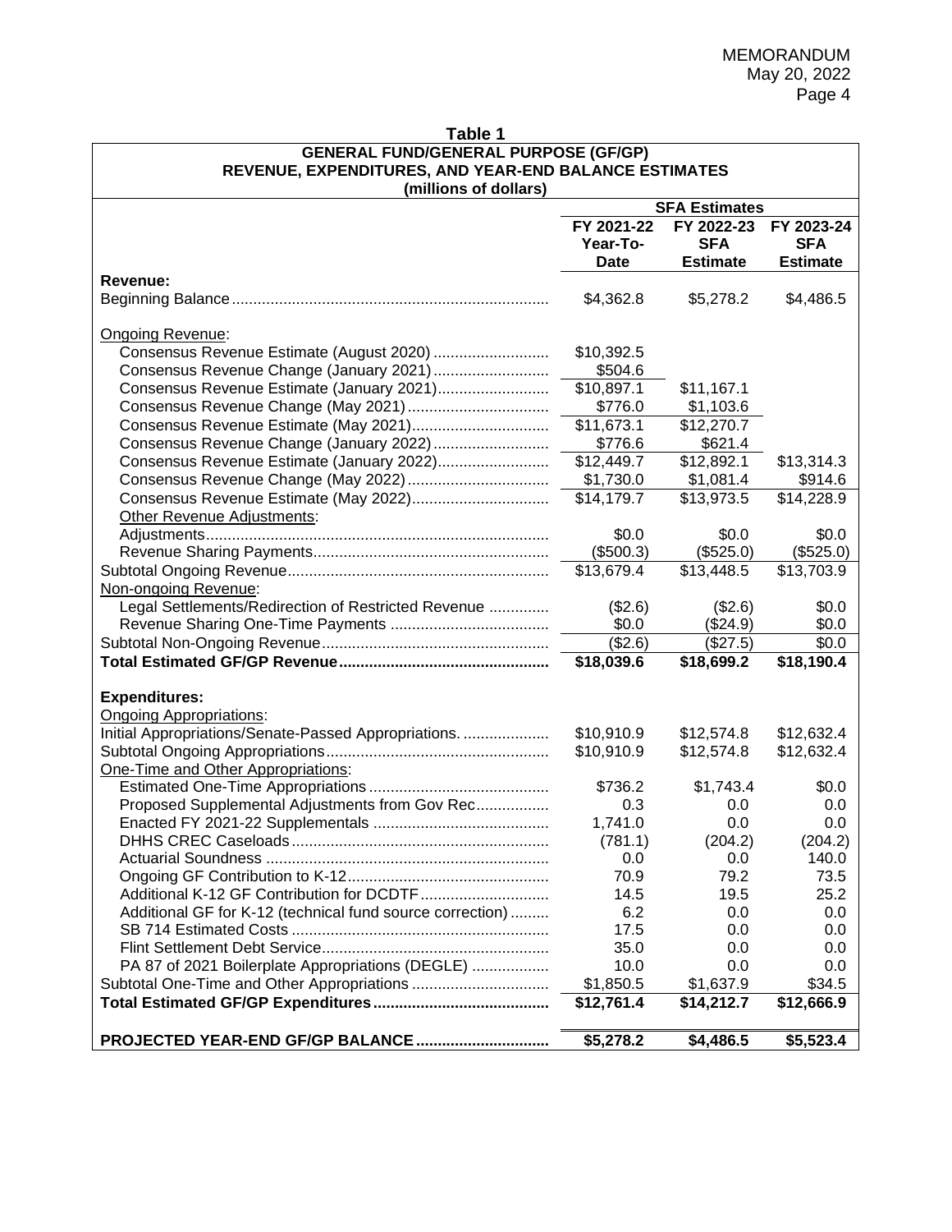**Table 1**
**GENERAL FUND/GENERAL PURPOSE (GF/GP)**
**REVENUE, EXPENDITURES, AND YEAR-END BALANCE ESTIMATES**
**(millions of dollars)**

| | **SFA Estimates** | | |
|---|---|---|---|
| | **FY 2021-22 Year-To-Date** | **FY 2022-23 SFA Estimate** | **FY 2023-24 SFA Estimate** |
| **Revenue:** | | | |
| Beginning Balance | $4,362.8 | $5,278.2 | $4,486.5 |
| Ongoing Revenue: | | | |
| Consensus Revenue Estimate (August 2020) | $10,392.5 | | |
| Consensus Revenue Change (January 2021) | $504.6 | | |
| Consensus Revenue Estimate (January 2021) | $10,897.1 | $11,167.1 | |
| Consensus Revenue Change (May 2021) | $776.0 | $1,103.6 | |
| Consensus Revenue Estimate (May 2021) | $11,673.1 | $12,270.7 | |
| Consensus Revenue Change (January 2022) | $776.6 | $621.4 | |
| Consensus Revenue Estimate (January 2022) | $12,449.7 | $12,892.1 | $13,314.3 |
| Consensus Revenue Change (May 2022) | $1,730.0 | $1,081.4 | $914.6 |
| Consensus Revenue Estimate (May 2022) | $14,179.7 | $13,973.5 | $14,228.9 |
| Other Revenue Adjustments: | | | |
| Adjustments | $0.0 | $0.0 | $0.0 |
| Revenue Sharing Payments | ($500.3) | ($525.0) | ($525.0) |
| Subtotal Ongoing Revenue | $13,679.4 | $13,448.5 | $13,703.9 |
| Non-ongoing Revenue: | | | |
| Legal Settlements/Redirection of Restricted Revenue | ($2.6) | ($2.6) | $0.0 |
| Revenue Sharing One-Time Payments | $0.0 | ($24.9) | $0.0 |
| Subtotal Non-Ongoing Revenue | ($2.6) | ($27.5) | $0.0 |
| **Total Estimated GF/GP Revenue** | **$18,039.6** | **$18,699.2** | **$18,190.4** |
| **Expenditures:** | | | |
| Ongoing Appropriations: | | | |
| Initial Appropriations/Senate-Passed Appropriations. | $10,910.9 | $12,574.8 | $12,632.4 |
| Subtotal Ongoing Appropriations | $10,910.9 | $12,574.8 | $12,632.4 |
| One-Time and Other Appropriations: | | | |
| Estimated One-Time Appropriations | $736.2 | $1,743.4 | $0.0 |
| Proposed Supplemental Adjustments from Gov Rec | 0.3 | 0.0 | 0.0 |
| Enacted FY 2021-22 Supplementals | 1,741.0 | 0.0 | 0.0 |
| DHHS CREC Caseloads | (781.1) | (204.2) | (204.2) |
| Actuarial Soundness | 0.0 | 0.0 | 140.0 |
| Ongoing GF Contribution to K-12 | 70.9 | 79.2 | 73.5 |
| Additional K-12 GF Contribution for DCDTF | 14.5 | 19.5 | 25.2 |
| Additional GF for K-12 (technical fund source correction) | 6.2 | 0.0 | 0.0 |
| SB 714 Estimated Costs | 17.5 | 0.0 | 0.0 |
| Flint Settlement Debt Service | 35.0 | 0.0 | 0.0 |
| PA 87 of 2021 Boilerplate Appropriations (DEGLE) | 10.0 | 0.0 | 0.0 |
| Subtotal One-Time and Other Appropriations | $1,850.5 | $1,637.9 | $34.5 |
| **Total Estimated GF/GP Expenditures** | **$12,761.4** | **$14,212.7** | **$12,666.9** |
| **PROJECTED YEAR-END GF/GP BALANCE** | **$5,278.2** | **$4,486.5** | **$5,523.4** |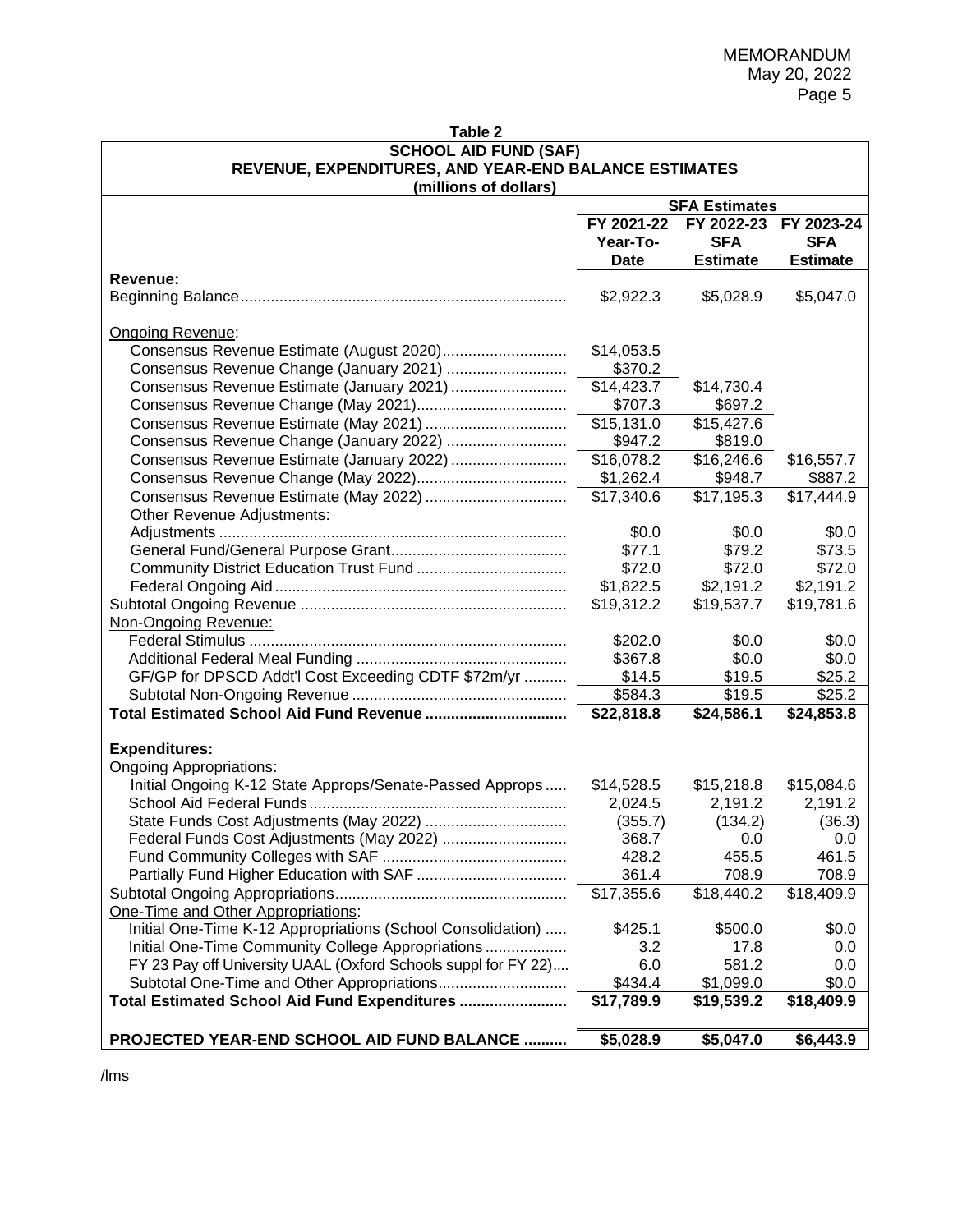**Table 2**
**SCHOOL AID FUND (SAF)**
**REVENUE, EXPENDITURES, AND YEAR-END BALANCE ESTIMATES**
**(millions of dollars)**

| | SFA Estimates | | |
|---|---|---|---|
| | **FY 2021-22 Year-To-Date** | **FY 2022-23 SFA Estimate** | **FY 2023-24 SFA Estimate** |
| **Revenue:** | | | |
| Beginning Balance | $2,922.3 | $5,028.9 | $5,047.0 |
| Ongoing Revenue: | | | |
| Consensus Revenue Estimate (August 2020) | $14,053.5 | | |
| Consensus Revenue Change (January 2021) | $370.2 | | |
| Consensus Revenue Estimate (January 2021) | $14,423.7 | $14,730.4 | |
| Consensus Revenue Change (May 2021) | $707.3 | $697.2 | |
| Consensus Revenue Estimate (May 2021) | $15,131.0 | $15,427.6 | |
| Consensus Revenue Change (January 2022) | $947.2 | $819.0 | |
| Consensus Revenue Estimate (January 2022) | $16,078.2 | $16,246.6 | $16,557.7 |
| Consensus Revenue Change (May 2022) | $1,262.4 | $948.7 | $887.2 |
| Consensus Revenue Estimate (May 2022) | $17,340.6 | $17,195.3 | $17,444.9 |
| Other Revenue Adjustments: | | | |
| Adjustments | $0.0 | $0.0 | $0.0 |
| General Fund/General Purpose Grant | $77.1 | $79.2 | $73.5 |
| Community District Education Trust Fund | $72.0 | $72.0 | $72.0 |
| Federal Ongoing Aid | $1,822.5 | $2,191.2 | $2,191.2 |
| Subtotal Ongoing Revenue | $19,312.2 | $19,537.7 | $19,781.6 |
| Non-Ongoing Revenue: | | | |
| Federal Stimulus | $202.0 | $0.0 | $0.0 |
| Additional Federal Meal Funding | $367.8 | $0.0 | $0.0 |
| GF/GP for DPSCD Addt'l Cost Exceeding CDTF $72m/yr | $14.5 | $19.5 | $25.2 |
| Subtotal Non-Ongoing Revenue | $584.3 | $19.5 | $25.2 |
| **Total Estimated School Aid Fund Revenue** | **$22,818.8** | **$24,586.1** | **$24,853.8** |
| **Expenditures:** | | | |
| Ongoing Appropriations: | | | |
| Initial Ongoing K-12 State Approps/Senate-Passed Approps | $14,528.5 | $15,218.8 | $15,084.6 |
| School Aid Federal Funds | 2,024.5 | 2,191.2 | 2,191.2 |
| State Funds Cost Adjustments (May 2022) | (355.7) | (134.2) | (36.3) |
| Federal Funds Cost Adjustments (May 2022) | 368.7 | 0.0 | 0.0 |
| Fund Community Colleges with SAF | 428.2 | 455.5 | 461.5 |
| Partially Fund Higher Education with SAF | 361.4 | 708.9 | 708.9 |
| Subtotal Ongoing Appropriations | $17,355.6 | $18,440.2 | $18,409.9 |
| One-Time and Other Appropriations: | | | |
| Initial One-Time K-12 Appropriations (School Consolidation) | $425.1 | $500.0 | $0.0 |
| Initial One-Time Community College Appropriations | 3.2 | 17.8 | 0.0 |
| FY 23 Pay off University UAAL (Oxford Schools suppl for FY 22) | 6.0 | 581.2 | 0.0 |
| Subtotal One-Time and Other Appropriations | $434.4 | $1,099.0 | $0.0 |
| **Total Estimated School Aid Fund Expenditures** | **$17,789.9** | **$19,539.2** | **$18,409.9** |
| **PROJECTED YEAR-END SCHOOL AID FUND BALANCE** | **$5,028.9** | **$5,047.0** | **$6,443.9** |

/lms